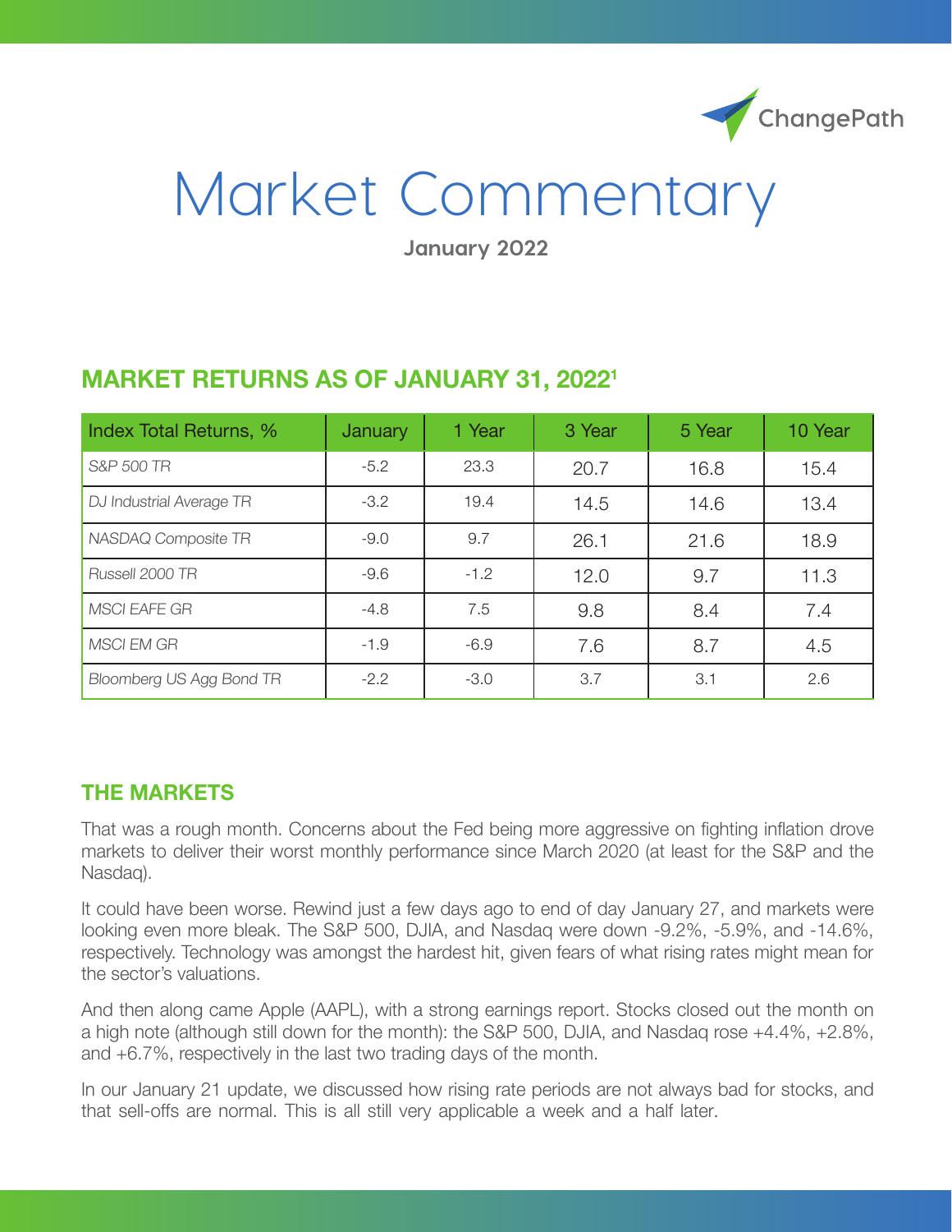ChangePath

# Market Commentary

**January 2022**

## MARKET RETURNS AS OF JANUARY 31, 2022[1]

| Index Total Returns, % | January | 1 Year | 3 Year | 5 Year | 10 Year |
|---|---|---|---|---|---|
| *S&P 500 TR* | -5.2 | 23.3 | 20.7 | 16.8 | 15.4 |
| *DJ Industrial Average TR* | -3.2 | 19.4 | 14.5 | 14.6 | 13.4 |
| *NASDAQ Composite TR* | -9.0 | 9.7 | 26.1 | 21.6 | 18.9 |
| *Russell 2000 TR* | -9.6 | -1.2 | 12.0 | 9.7 | 11.3 |
| *MSCI EAFE GR* | -4.8 | 7.5 | 9.8 | 8.4 | 7.4 |
| *MSCI EM GR* | -1.9 | -6.9 | 7.6 | 8.7 | 4.5 |
| *Bloomberg US Agg Bond TR* | -2.2 | -3.0 | 3.7 | 3.1 | 2.6 |

## THE MARKETS

That was a rough month. Concerns about the Fed being more aggressive on fighting inflation drove markets to deliver their worst monthly performance since March 2020 (at least for the S&P and the Nasdaq).

It could have been worse. Rewind just a few days ago to end of day January 27, and markets were looking even more bleak. The S&P 500, DJIA, and Nasdaq were down -9.2%, -5.9%, and -14.6%, respectively. Technology was amongst the hardest hit, given fears of what rising rates might mean for the sector's valuations.

And then along came Apple (AAPL), with a strong earnings report. Stocks closed out the month on a high note (although still down for the month): the S&P 500, DJIA, and Nasdaq rose +4.4%, +2.8%, and +6.7%, respectively in the last two trading days of the month.

In our January 21 update, we discussed how rising rate periods are not always bad for stocks, and that sell-offs are normal. This is all still very applicable a week and a half later.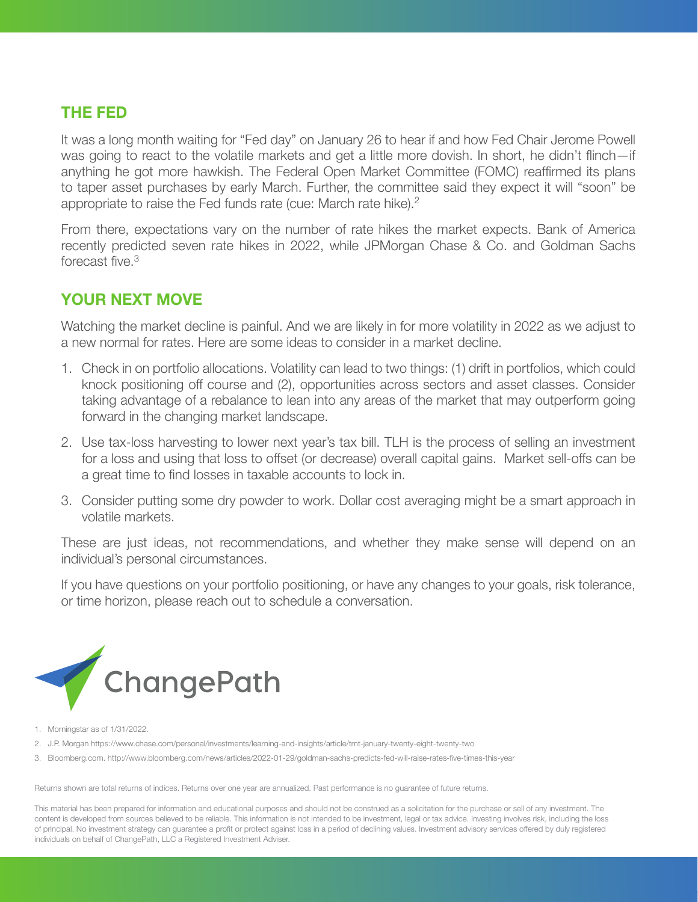## THE FED

It was a long month waiting for "Fed day" on January 26 to hear if and how Fed Chair Jerome Powell was going to react to the volatile markets and get a little more dovish. In short, he didn't flinch—if anything he got more hawkish. The Federal Open Market Committee (FOMC) reaffirmed its plans to taper asset purchases by early March. Further, the committee said they expect it will "soon" be appropriate to raise the Fed funds rate (cue: March rate hike).[2]

From there, expectations vary on the number of rate hikes the market expects. Bank of America recently predicted seven rate hikes in 2022, while JPMorgan Chase & Co. and Goldman Sachs forecast five.[3]

## YOUR NEXT MOVE

Watching the market decline is painful. And we are likely in for more volatility in 2022 as we adjust to a new normal for rates. Here are some ideas to consider in a market decline.

1. Check in on portfolio allocations. Volatility can lead to two things: (1) drift in portfolios, which could knock positioning off course and (2), opportunities across sectors and asset classes. Consider taking advantage of a rebalance to lean into any areas of the market that may outperform going forward in the changing market landscape.
2. Use tax-loss harvesting to lower next year's tax bill. TLH is the process of selling an investment for a loss and using that loss to offset (or decrease) overall capital gains. Market sell-offs can be a great time to find losses in taxable accounts to lock in.
3. Consider putting some dry powder to work. Dollar cost averaging might be a smart approach in volatile markets.

These are just ideas, not recommendations, and whether they make sense will depend on an individual's personal circumstances.

If you have questions on your portfolio positioning, or have any changes to your goals, risk tolerance, or time horizon, please reach out to schedule a conversation.

ChangePath

1. Morningstar as of 1/31/2022.
2. J.P. Morgan https://www.chase.com/personal/investments/learning-and-insights/article/tmt-january-twenty-eight-twenty-two
3. Bloomberg.com. http://www.bloomberg.com/news/articles/2022-01-29/goldman-sachs-predicts-fed-will-raise-rates-five-times-this-year

Returns shown are total returns of indices. Returns over one year are annualized. Past performance is no guarantee of future returns.

This material has been prepared for information and educational purposes and should not be construed as a solicitation for the purchase or sell of any investment. The content is developed from sources believed to be reliable. This information is not intended to be investment, legal or tax advice. Investing involves risk, including the loss of principal. No investment strategy can guarantee a profit or protect against loss in a period of declining values. Investment advisory services offered by duly registered individuals on behalf of ChangePath, LLC a Registered Investment Adviser.